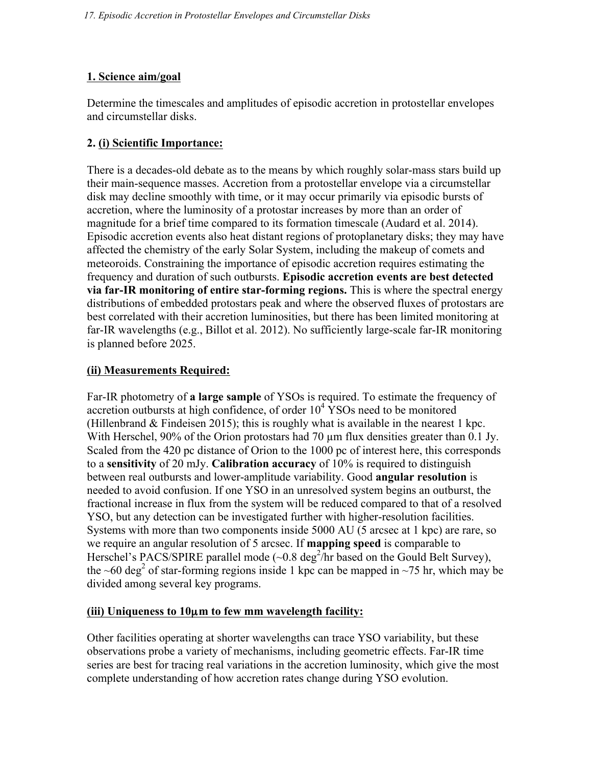## 1. Science aim/goal

Determine the timescales and amplitudes of episodic accretion in protostellar envelopes and circumstellar disks.

## 2. (i) Scientific Importance:

There is a decades-old debate as to the means by which roughly solar-mass stars build up their main-sequence masses. Accretion from a protostellar envelope via a circumstellar disk may decline smoothly with time, or it may occur primarily via episodic bursts of accretion, where the luminosity of a protostar increases by more than an order of magnitude for a brief time compared to its formation timescale (Audard et al. 2014). Episodic accretion events also heat distant regions of protoplanetary disks; they may have affected the chemistry of the early Solar System, including the makeup of comets and meteoroids. Constraining the importance of episodic accretion requires estimating the frequency and duration of such outbursts. **Episodic accretion events are best detected via far-IR monitoring of entire star-forming regions.** This is where the spectral energy distributions of embedded protostars peak and where the observed fluxes of protostars are best correlated with their accretion luminosities, but there has been limited monitoring at far-IR wavelengths (e.g., Billot et al. 2012). No sufficiently large-scale far-IR monitoring is planned before 2025.

### (ii) Measurements Required:

Far-IR photometry of **a large sample** of YSOs is required. To estimate the frequency of accretion outbursts at high confidence, of order $10^4$ YSOs need to be monitored (Hillenbrand & Findeisen 2015); this is roughly what is available in the nearest 1 kpc. With Herschel, 90% of the Orion protostars had 70 μm flux densities greater than 0.1 Jy. Scaled from the 420 pc distance of Orion to the 1000 pc of interest here, this corresponds to a **sensitivity** of 20 mJy. **Calibration accuracy** of 10% is required to distinguish between real outbursts and lower-amplitude variability. Good **angular resolution** is needed to avoid confusion. If one YSO in an unresolved system begins an outburst, the fractional increase in flux from the system will be reduced compared to that of a resolved YSO, but any detection can be investigated further with higher-resolution facilities. Systems with more than two components inside 5000 AU (5 arcsec at 1 kpc) are rare, so we require an angular resolution of 5 arcsec. If **mapping speed** is comparable to Herschel's PACS/SPIRE parallel mode (~0.8 $deg^2$/hr based on the Gould Belt Survey), the ~60 $deg^2$ of star-forming regions inside 1 kpc can be mapped in ~75 hr, which may be divided among several key programs.

### (iii) Uniqueness to 10μm to few mm wavelength facility:

Other facilities operating at shorter wavelengths can trace YSO variability, but these observations probe a variety of mechanisms, including geometric effects. Far-IR time series are best for tracing real variations in the accretion luminosity, which give the most complete understanding of how accretion rates change during YSO evolution.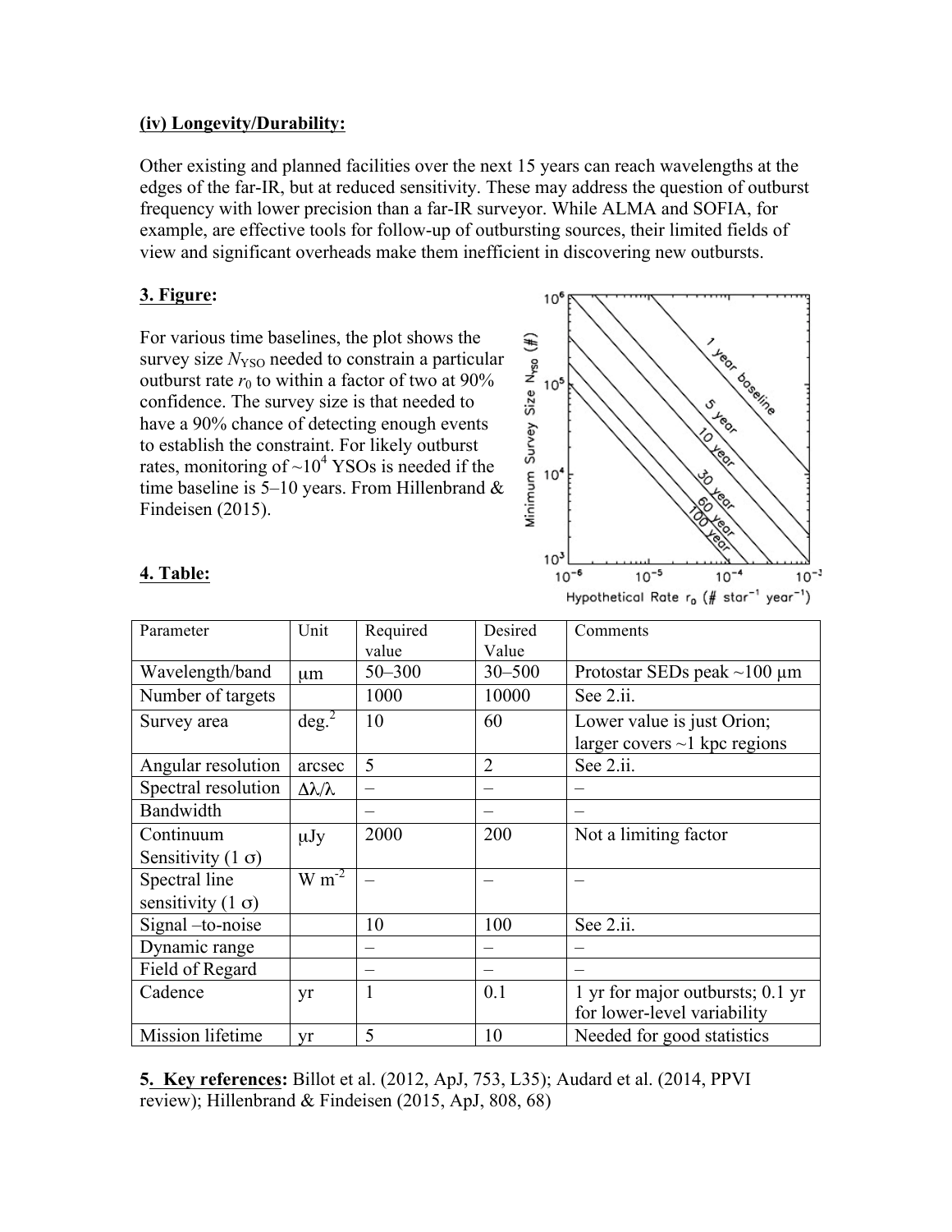**(iv) Longevity/Durability:**

Other existing and planned facilities over the next 15 years can reach wavelengths at the edges of the far-IR, but at reduced sensitivity. These may address the question of outburst frequency with lower precision than a far-IR surveyor. While ALMA and SOFIA, for example, are effective tools for follow-up of outbursting sources, their limited fields of view and significant overheads make them inefficient in discovering new outbursts.

**3. Figure:**

For various time baselines, the plot shows the survey size $N_{\rm YSO}$ needed to constrain a particular outburst rate $r_0$ to within a factor of two at 90% confidence. The survey size is that needed to have a 90% chance of detecting enough events to establish the constraint. For likely outburst rates, monitoring of ~$10^4$ YSOs is needed if the time baseline is 5–10 years. From Hillenbrand & Findeisen (2015).

Minimum Survey Size $N_{\rm YSO}$ (#)

$10^6$
$10^5$
$10^4$
$10^3$

1 year baseline
5 year
10 year
30 year
60 year
100 year

$10^{-6}$
$10^{-5}$
$10^{-4}$
$10^{-3}$

Hypothetical Rate $r_0$ (# star$^{-1}$ year$^{-1}$)

**4. Table:**

| Parameter | Unit | Required value | Desired Value | Comments |
|---|---|---|---|---|
| Wavelength/band | μm | 50–300 | 30–500 | Protostar SEDs peak ~100 μm |
| Number of targets | | 1000 | 10000 | See 2.ii. |
| Survey area | deg.$^2$ | 10 | 60 | Lower value is just Orion; larger covers ~1 kpc regions |
| Angular resolution | arcsec | 5 | 2 | See 2.ii. |
| Spectral resolution | $\Delta\lambda/\lambda$ | – | – | – |
| Bandwidth | | – | – | – |
| Continuum Sensitivity (1 σ) | μJy | 2000 | 200 | Not a limiting factor |
| Spectral line sensitivity (1 σ) | W m$^{-2}$ | – | – | – |
| Signal –to-noise | | 10 | 100 | See 2.ii. |
| Dynamic range | | – | – | – |
| Field of Regard | | – | – | – |
| Cadence | yr | 1 | 0.1 | 1 yr for major outbursts; 0.1 yr for lower-level variability |
| Mission lifetime | yr | 5 | 10 | Needed for good statistics |

**5. Key references:** Billot et al. (2012, ApJ, 753, L35); Audard et al. (2014, PPVI review); Hillenbrand & Findeisen (2015, ApJ, 808, 68)